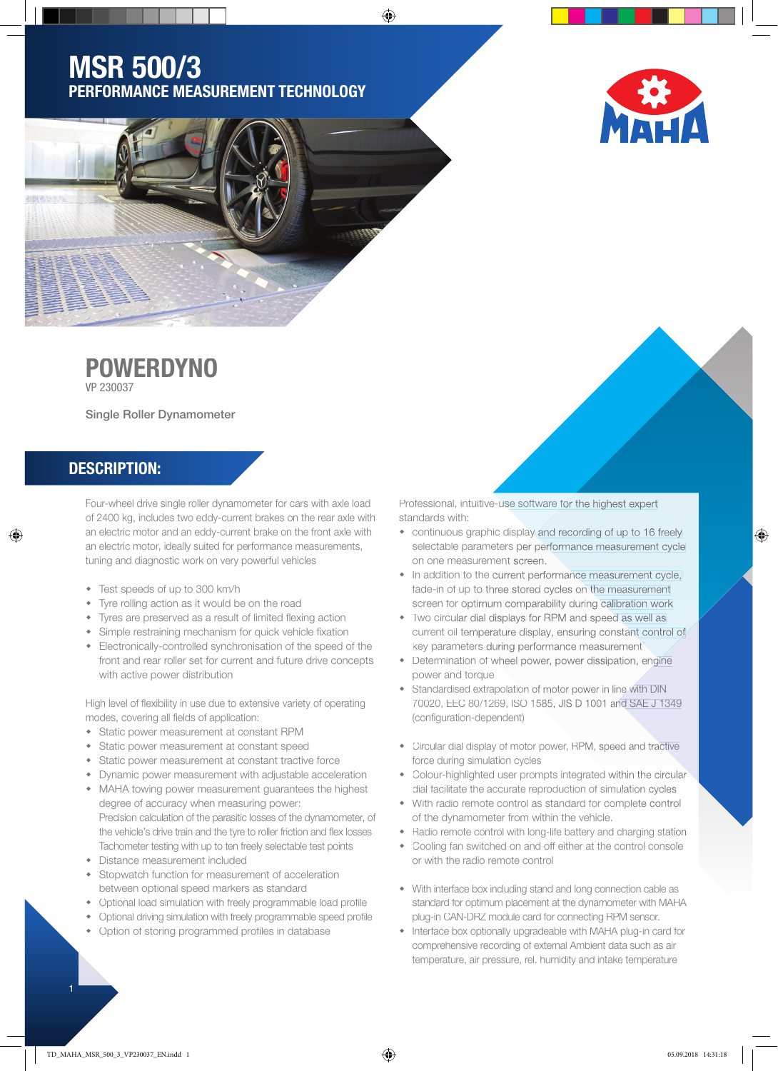# MSR 500/3

## PERFORMANCE MEASUREMENT TECHNOLOGY

MAHA

# POWERDYNO

VP 230037

Single Roller Dynamometer

## DESCRIPTION:

Four-wheel drive single roller dynamometer for cars with axle load of 2400 kg, includes two eddy-current brakes on the rear axle with an electric motor and an eddy-current brake on the front axle with an electric motor, ideally suited for performance measurements, tuning and diagnostic work on very powerful vehicles

- Test speeds of up to 300 km/h
- Tyre rolling action as it would be on the road
- Tyres are preserved as a result of limited flexing action
- Simple restraining mechanism for quick vehicle fixation
- Electronically-controlled synchronisation of the speed of the front and rear roller set for current and future drive concepts with active power distribution

High level of flexibility in use due to extensive variety of operating modes, covering all fields of application:

- Static power measurement at constant RPM
- Static power measurement at constant speed
- Static power measurement at constant tractive force
- Dynamic power measurement with adjustable acceleration
- MAHA towing power measurement guarantees the highest degree of accuracy when measuring power:
  Precision calculation of the parasitic losses of the dynamometer, of the vehicle's drive train and the tyre to roller friction and flex losses
  Tachometer testing with up to ten freely selectable test points
- Distance measurement included
- Stopwatch function for measurement of acceleration between optional speed markers as standard
- Optional load simulation with freely programmable load profile
- Optional driving simulation with freely programmable speed profile
- Option of storing programmed profiles in database

Professional, intuitive-use software for the highest expert standards with:

- continuous graphic display and recording of up to 16 freely selectable parameters per performance measurement cycle on one measurement screen.
- In addition to the current performance measurement cycle, fade-in of up to three stored cycles on the measurement screen for optimum comparability during calibration work
- Two circular dial displays for RPM and speed as well as current oil temperature display, ensuring constant control of key parameters during performance measurement
- Determination of wheel power, power dissipation, engine power and torque
- Standardised extrapolation of motor power in line with DIN 70020, EEC 80/1269, ISO 1585, JIS D 1001 and SAE J 1349 (configuration-dependent)

- Circular dial display of motor power, RPM, speed and tractive force during simulation cycles
- Colour-highlighted user prompts integrated within the circular dial facilitate the accurate reproduction of simulation cycles
- With radio remote control as standard for complete control of the dynamometer from within the vehicle.
- Radio remote control with long-life battery and charging station
- Cooling fan switched on and off either at the control console or with the radio remote control

- With interface box including stand and long connection cable as standard for optimum placement at the dynamometer with MAHA plug-in CAN-DRZ module card for connecting RPM sensor.
- Interface box optionally upgradeable with MAHA plug-in card for comprehensive recording of external Ambient data such as air temperature, air pressure, rel. humidity and intake temperature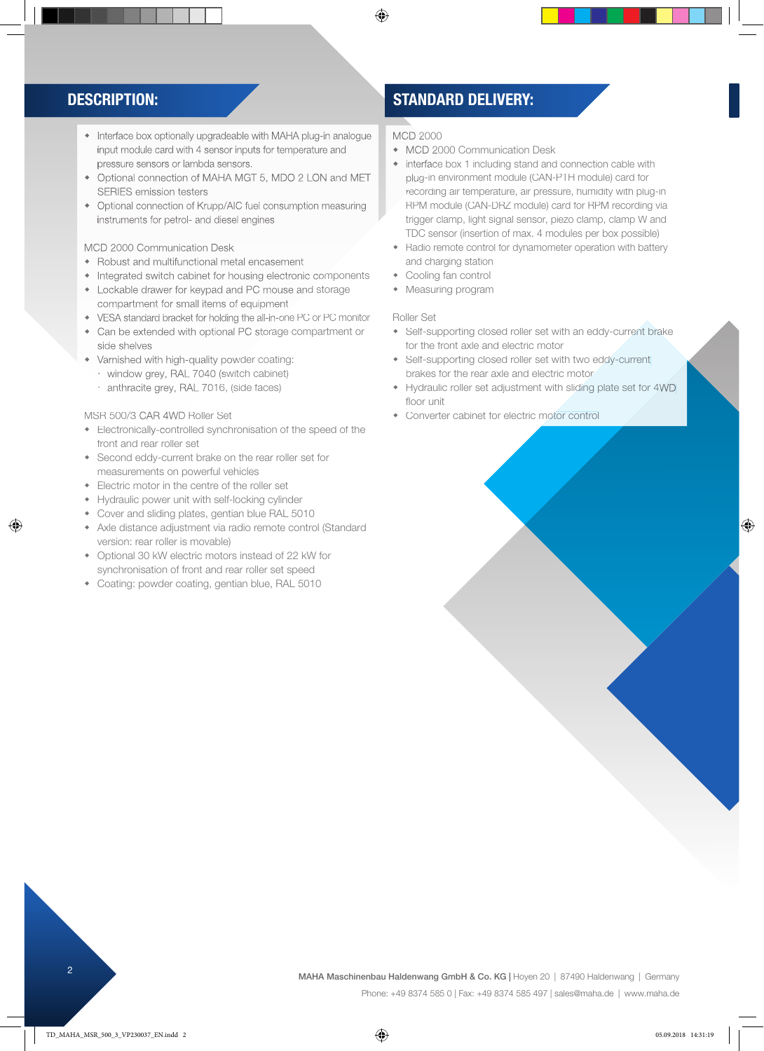## DESCRIPTION:

- Interface box optionally upgradeable with MAHA plug-in analogue input module card with 4 sensor inputs for temperature and pressure sensors or lambda sensors.
- Optional connection of MAHA MGT 5, MDO 2 LON and MET SERIES emission testers
- Optional connection of Krupp/AIC fuel consumption measuring instruments for petrol- and diesel engines

MCD 2000 Communication Desk

- Robust and multifunctional metal encasement
- Integrated switch cabinet for housing electronic components
- Lockable drawer for keypad and PC mouse and storage compartment for small items of equipment
- VESA standard bracket for holding the all-in-one PC or PC monitor
- Can be extended with optional PC storage compartment or side shelves
- Varnished with high-quality powder coating:
  - window grey, RAL 7040 (switch cabinet)
  - anthracite grey, RAL 7016, (side faces)

MSR 500/3 CAR 4WD Roller Set

- Electronically-controlled synchronisation of the speed of the front and rear roller set
- Second eddy-current brake on the rear roller set for measurements on powerful vehicles
- Electric motor in the centre of the roller set
- Hydraulic power unit with self-locking cylinder
- Cover and sliding plates, gentian blue RAL 5010
- Axle distance adjustment via radio remote control (Standard version: rear roller is movable)
- Optional 30 kW electric motors instead of 22 kW for synchronisation of front and rear roller set speed
- Coating: powder coating, gentian blue, RAL 5010

## STANDARD DELIVERY:

MCD 2000

- MCD 2000 Communication Desk
- interface box 1 including stand and connection cable with plug-in environment module (CAN-PTH module) card for recording air temperature, air pressure, humidity with plug-in RPM module (CAN-DRZ module) card for RPM recording via trigger clamp, light signal sensor, piezo clamp, clamp W and TDC sensor (insertion of max. 4 modules per box possible)
- Radio remote control for dynamometer operation with battery and charging station
- Cooling fan control
- Measuring program

Roller Set

- Self-supporting closed roller set with an eddy-current brake for the front axle and electric motor
- Self-supporting closed roller set with two eddy-current brakes for the rear axle and electric motor
- Hydraulic roller set adjustment with sliding plate set for 4WD floor unit
- Converter cabinet for electric motor control

**MAHA Maschinenbau Haldenwang GmbH & Co. KG** | Hoyen 20 | 87490 Haldenwang | Germany
Phone: +49 8374 585 0 | Fax: +49 8374 585 497 | sales@maha.de | www.maha.de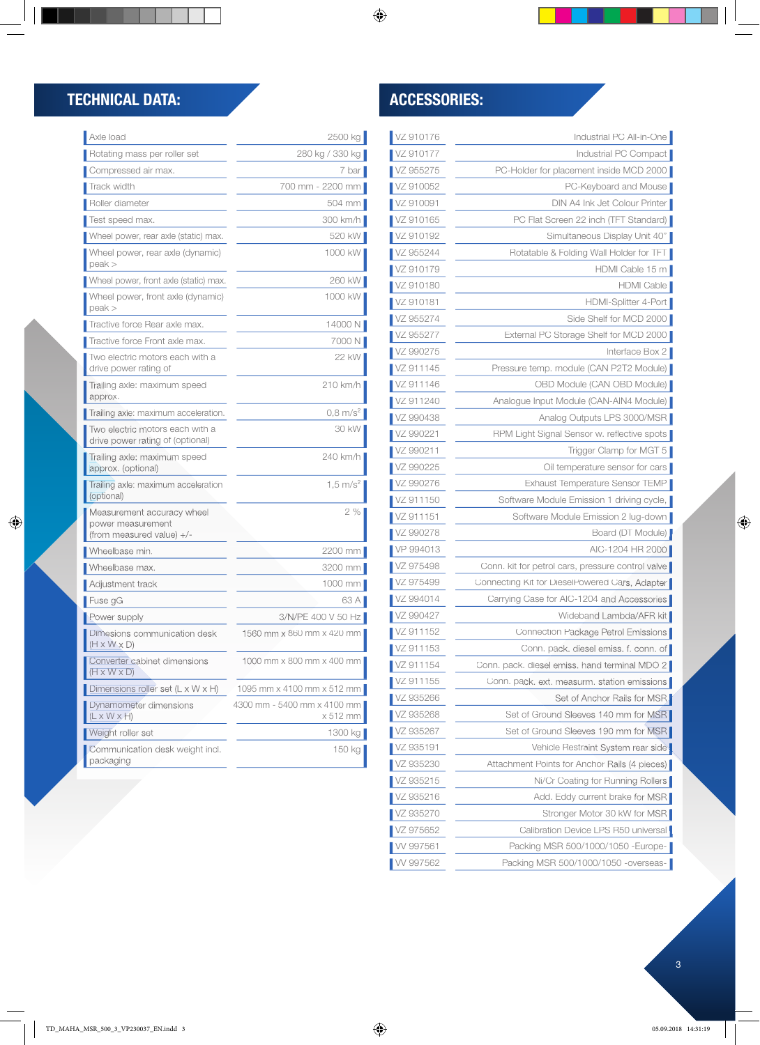## TECHNICAL DATA:

| Parameter | Value |
|---|---|
| Axle load | 2500 kg |
| Rotating mass per roller set | 280 kg / 330 kg |
| Compressed air max. | 7 bar |
| Track width | 700 mm - 2200 mm |
| Roller diameter | 504 mm |
| Test speed max. | 300 km/h |
| Wheel power, rear axle (static) max. | 520 kW |
| Wheel power, rear axle (dynamic) peak > | 1000 kW |
| Wheel power, front axle (static) max. | 260 kW |
| Wheel power, front axle (dynamic) peak > | 1000 kW |
| Tractive force Rear axle max. | 14000 N |
| Tractive force Front axle max. | 7000 N |
| Two electric motors each with a drive power rating of | 22 kW |
| Trailing axle: maximum speed approx. | 210 km/h |
| Trailing axle: maximum acceleration. | 0,8 m/s$^2$ |
| Two electric motors each with a drive power rating of (optional) | 30 kW |
| Trailing axle: maximum speed approx. (optional) | 240 km/h |
| Trailing axle: maximum acceleration (optional) | 1,5 m/s$^2$ |
| Measurement accuracy wheel power measurement (from measured value) +/- | 2 % |
| Wheelbase min. | 2200 mm |
| Wheelbase max. | 3200 mm |
| Adjustment track | 1000 mm |
| Fuse gG | 63 A |
| Power supply | 3/N/PE 400 V 50 Hz |
| Dimesions communication desk (H x W x D) | 1560 mm x 860 mm x 420 mm |
| Converter cabinet dimensions (H x W x D) | 1000 mm x 800 mm x 400 mm |
| Dimensions roller set (L x W x H) | 1095 mm x 4100 mm x 512 mm |
| Dynamometer dimensions (L x W x H) | 4300 mm - 5400 mm x 4100 mm x 512 mm |
| Weight roller set | 1300 kg |
| Communication desk weight incl. packaging | 150 kg |

## ACCESSORIES:

| Order No. | Description |
|---|---|
| VZ 910176 | Industrial PC All-in-One |
| VZ 910177 | Industrial PC Compact |
| VZ 955275 | PC-Holder for placement inside MCD 2000 |
| VZ 910052 | PC-Keyboard and Mouse |
| VZ 910091 | DIN A4 Ink Jet Colour Printer |
| VZ 910165 | PC Flat Screen 22 inch (TFT Standard) |
| VZ 910192 | Simultaneous Display Unit 40" |
| VZ 955244 | Rotatable & Folding Wall Holder for TFT |
| VZ 910179 | HDMI Cable 15 m |
| VZ 910180 | HDMI Cable |
| VZ 910181 | HDMI-Splitter 4-Port |
| VZ 955274 | Side Shelf for MCD 2000 |
| VZ 955277 | External PC Storage Shelf for MCD 2000 |
| VZ 990275 | Interface Box 2 |
| VZ 911145 | Pressure temp. module (CAN P2T2 Module) |
| VZ 911146 | OBD Module (CAN OBD Module) |
| VZ 911240 | Analogue Input Module (CAN-AIN4 Module) |
| VZ 990438 | Analog Outputs LPS 3000/MSR |
| VZ 990221 | RPM Light Signal Sensor w. reflective spots |
| VZ 990211 | Trigger Clamp for MGT 5 |
| VZ 990225 | Oil temperature sensor for cars |
| VZ 990276 | Exhaust Temperature Sensor TEMP |
| VZ 911150 | Software Module Emission 1 driving cycle, |
| VZ 911151 | Software Module Emission 2 lug-down |
| VZ 990278 | Board (DT Module) |
| VP 994013 | AIC-1204 HR 2000 |
| VZ 975498 | Conn. kit for petrol cars, pressure control valve |
| VZ 975499 | Connecting Kit for DieselPowered Cars, Adapter |
| VZ 994014 | Carrying Case for AIC-1204 and Accessories |
| VZ 990427 | Wideband Lambda/AFR kit |
| VZ 911152 | Connection Package Petrol Emissions |
| VZ 911153 | Conn. pack. diesel emiss. f. conn. of |
| VZ 911154 | Conn. pack. diesel emiss. hand terminal MDO 2 |
| VZ 911155 | Conn. pack. ext. measurm. station emissions |
| VZ 935266 | Set of Anchor Rails for MSR |
| VZ 935268 | Set of Ground Sleeves 140 mm for MSR |
| VZ 935267 | Set of Ground Sleeves 190 mm for MSR |
| VZ 935191 | Vehicle Restraint System rear side |
| VZ 935230 | Attachment Points for Anchor Rails (4 pieces) |
| VZ 935215 | Ni/Cr Coating for Running Rollers |
| VZ 935216 | Add. Eddy current brake for MSR |
| VZ 935270 | Stronger Motor 30 kW for MSR |
| VZ 975652 | Calibration Device LPS R50 universal |
| VV 997561 | Packing MSR 500/1000/1050 -Europe- |
| VV 997562 | Packing MSR 500/1000/1050 -overseas- |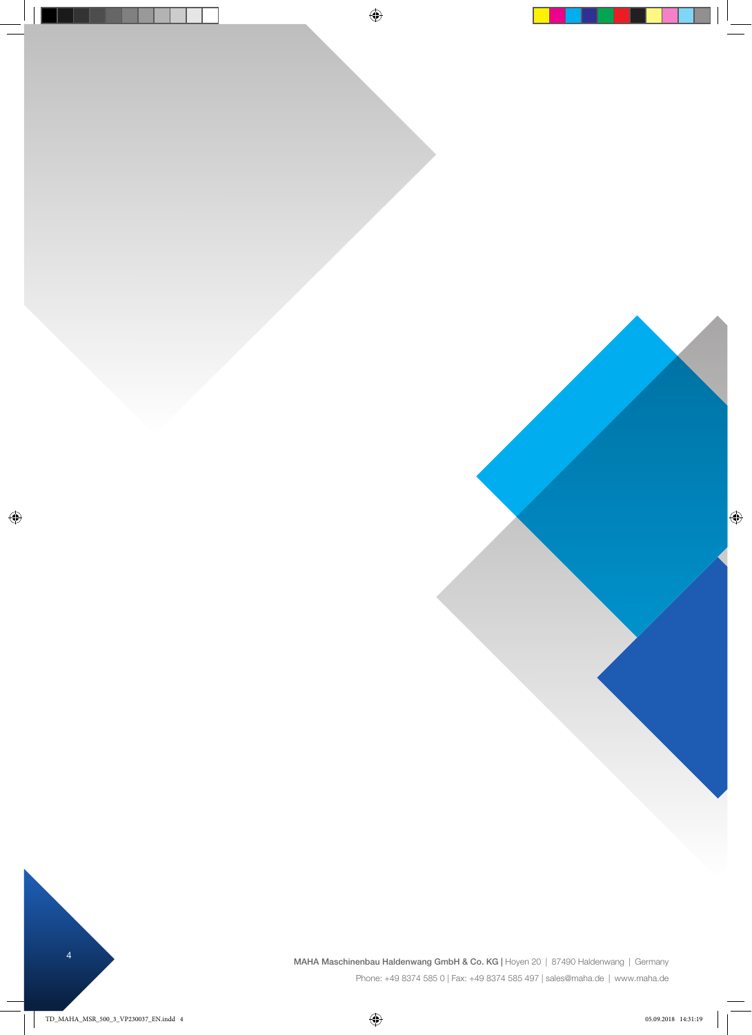**MAHA Maschinenbau Haldenwang GmbH & Co. KG** | Hoyen 20 | 87490 Haldenwang | Germany

Phone: +49 8374 585 0 | Fax: +49 8374 585 497 | sales@maha.de | www.maha.de